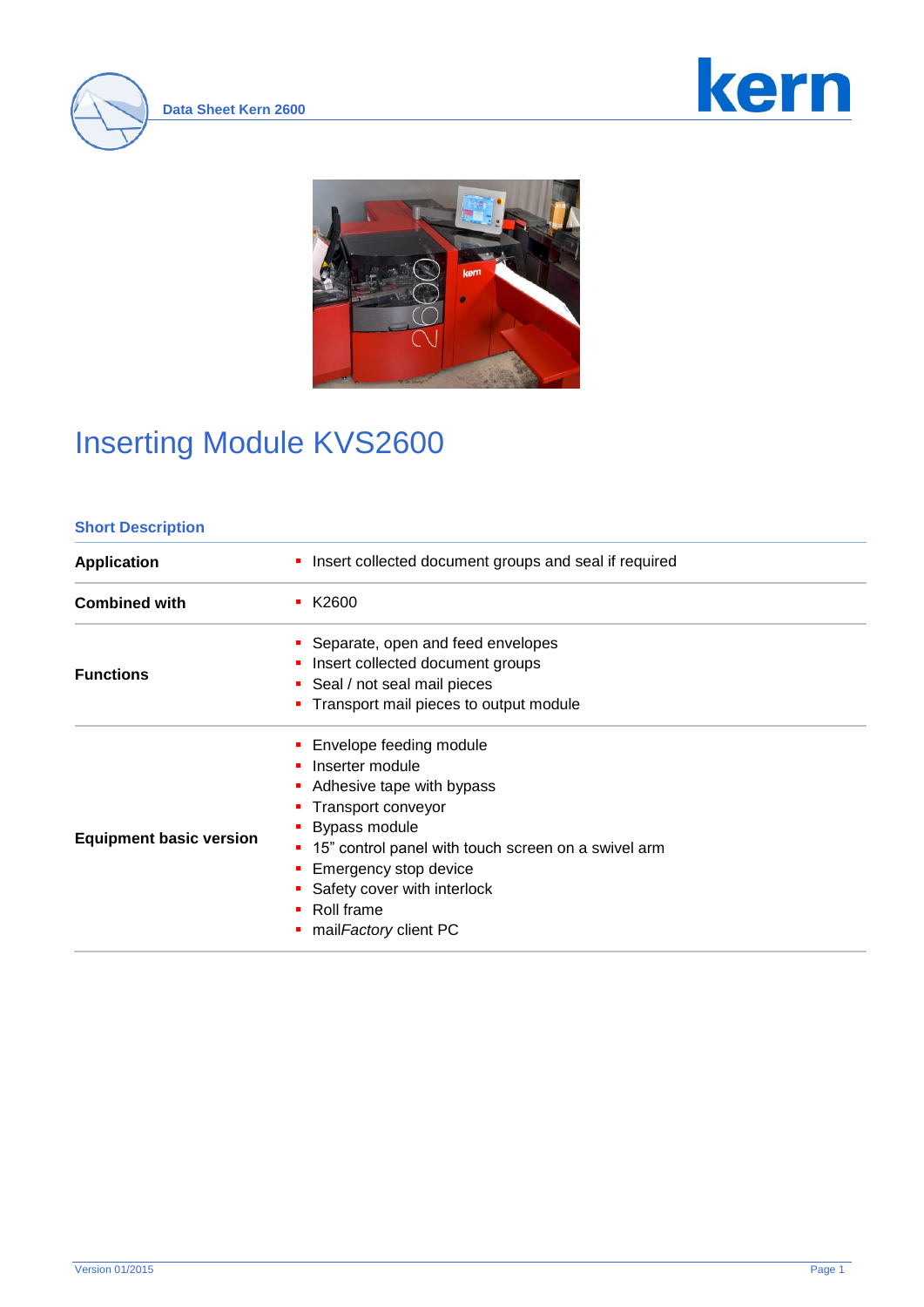# Inserting Module KVS2600

## Short Description

| | |
|---|---|
| **Application** | ▪ Insert collected document groups and seal if required |
| **Combined with** | ▪ K2600 |
| **Functions** | ▪ Separate, open and feed envelopes<br>▪ Insert collected document groups<br>▪ Seal / not seal mail pieces<br>▪ Transport mail pieces to output module |
| **Equipment basic version** | ▪ Envelope feeding module<br>▪ Inserter module<br>▪ Adhesive tape with bypass<br>▪ Transport conveyor<br>▪ Bypass module<br>▪ 15" control panel with touch screen on a swivel arm<br>▪ Emergency stop device<br>▪ Safety cover with interlock<br>▪ Roll frame<br>▪ mail*Factory* client PC |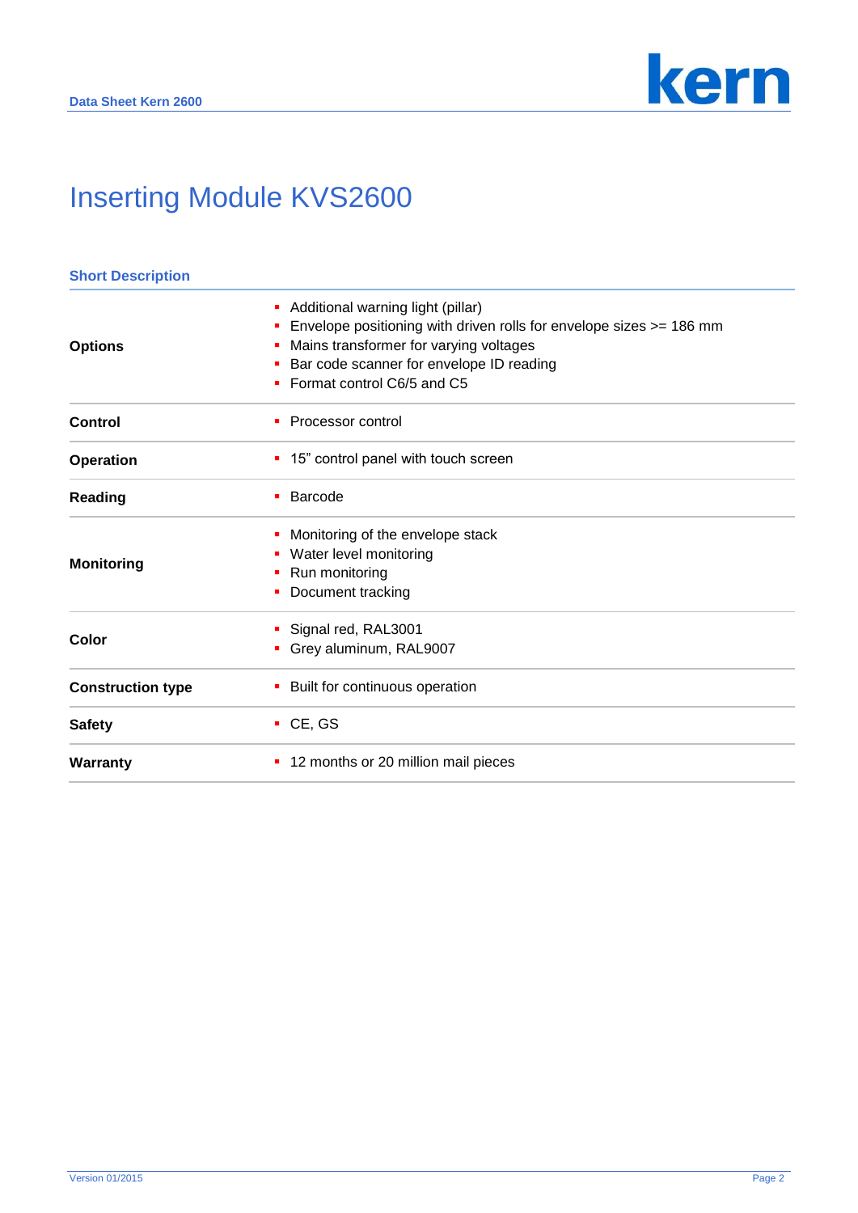# Inserting Module KVS2600

## Short Description

| | |
|---|---|
| **Options** | ▪ Additional warning light (pillar)<br>▪ Envelope positioning with driven rolls for envelope sizes >= 186 mm<br>▪ Mains transformer for varying voltages<br>▪ Bar code scanner for envelope ID reading<br>▪ Format control C6/5 and C5 |
| **Control** | ▪ Processor control |
| **Operation** | ▪ 15" control panel with touch screen |
| **Reading** | ▪ Barcode |
| **Monitoring** | ▪ Monitoring of the envelope stack<br>▪ Water level monitoring<br>▪ Run monitoring<br>▪ Document tracking |
| **Color** | ▪ Signal red, RAL3001<br>▪ Grey aluminum, RAL9007 |
| **Construction type** | ▪ Built for continuous operation |
| **Safety** | ▪ CE, GS |
| **Warranty** | ▪ 12 months or 20 million mail pieces |

Version 01/2015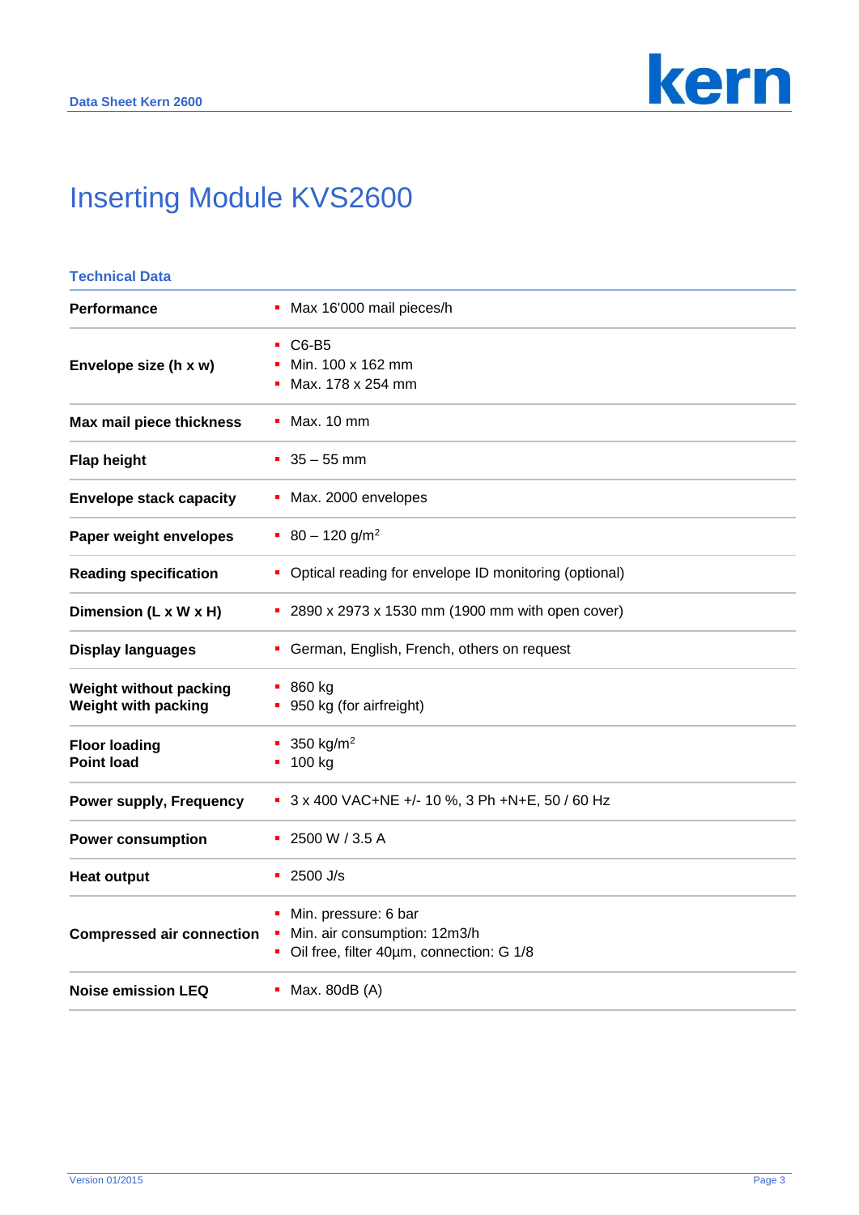# Inserting Module KVS2600

## Technical Data

| | |
|---|---|
| **Performance** | ▪ Max 16'000 mail pieces/h |
| **Envelope size (h x w)** | ▪ C6-B5<br>▪ Min. 100 x 162 mm<br>▪ Max. 178 x 254 mm |
| **Max mail piece thickness** | ▪ Max. 10 mm |
| **Flap height** | ▪ 35 – 55 mm |
| **Envelope stack capacity** | ▪ Max. 2000 envelopes |
| **Paper weight envelopes** | ▪ 80 – 120 g/m$^2$ |
| **Reading specification** | ▪ Optical reading for envelope ID monitoring (optional) |
| **Dimension (L x W x H)** | ▪ 2890 x 2973 x 1530 mm (1900 mm with open cover) |
| **Display languages** | ▪ German, English, French, others on request |
| **Weight without packing**<br>**Weight with packing** | ▪ 860 kg<br>▪ 950 kg (for airfreight) |
| **Floor loading**<br>**Point load** | ▪ 350 kg/m$^2$<br>▪ 100 kg |
| **Power supply, Frequency** | ▪ 3 x 400 VAC+NE +/- 10 %, 3 Ph +N+E, 50 / 60 Hz |
| **Power consumption** | ▪ 2500 W / 3.5 A |
| **Heat output** | ▪ 2500 J/s |
| **Compressed air connection** | ▪ Min. pressure: 6 bar<br>▪ Min. air consumption: 12m3/h<br>▪ Oil free, filter 40µm, connection: G 1/8 |
| **Noise emission LEQ** | ▪ Max. 80dB (A) |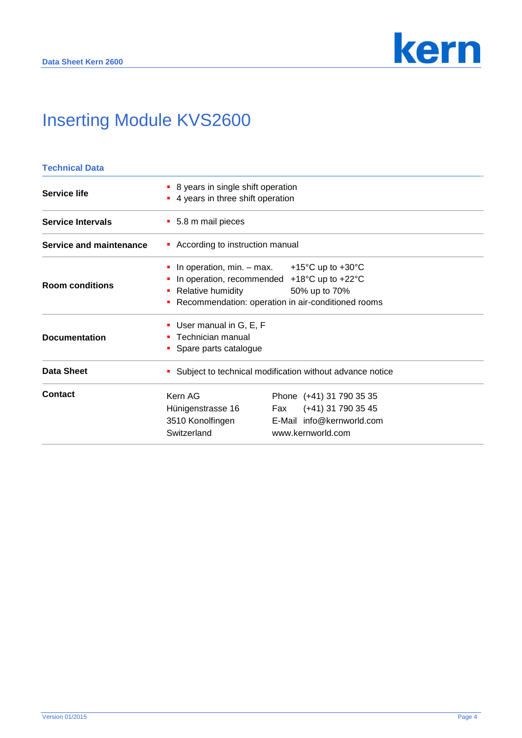# Inserting Module KVS2600

## Technical Data

| | |
|---|---|
| **Service life** | ▪ 8 years in single shift operation<br>▪ 4 years in three shift operation |
| **Service Intervals** | ▪ 5.8 m mail pieces |
| **Service and maintenance** | ▪ According to instruction manual |
| **Room conditions** | ▪ In operation, min. – max. +15°C up to +30°C<br>▪ In operation, recommended +18°C up to +22°C<br>▪ Relative humidity 50% up to 70%<br>▪ Recommendation: operation in air-conditioned rooms |
| **Documentation** | ▪ User manual in G, E, F<br>▪ Technician manual<br>▪ Spare parts catalogue |
| **Data Sheet** | ▪ Subject to technical modification without advance notice |
| **Contact** | Kern AG<br>Hünigenstrasse 16<br>3510 Konolfingen<br>Switzerland<br><br>Phone (+41) 31 790 35 35<br>Fax (+41) 31 790 35 45<br>E-Mail info@kernworld.com<br>www.kernworld.com |